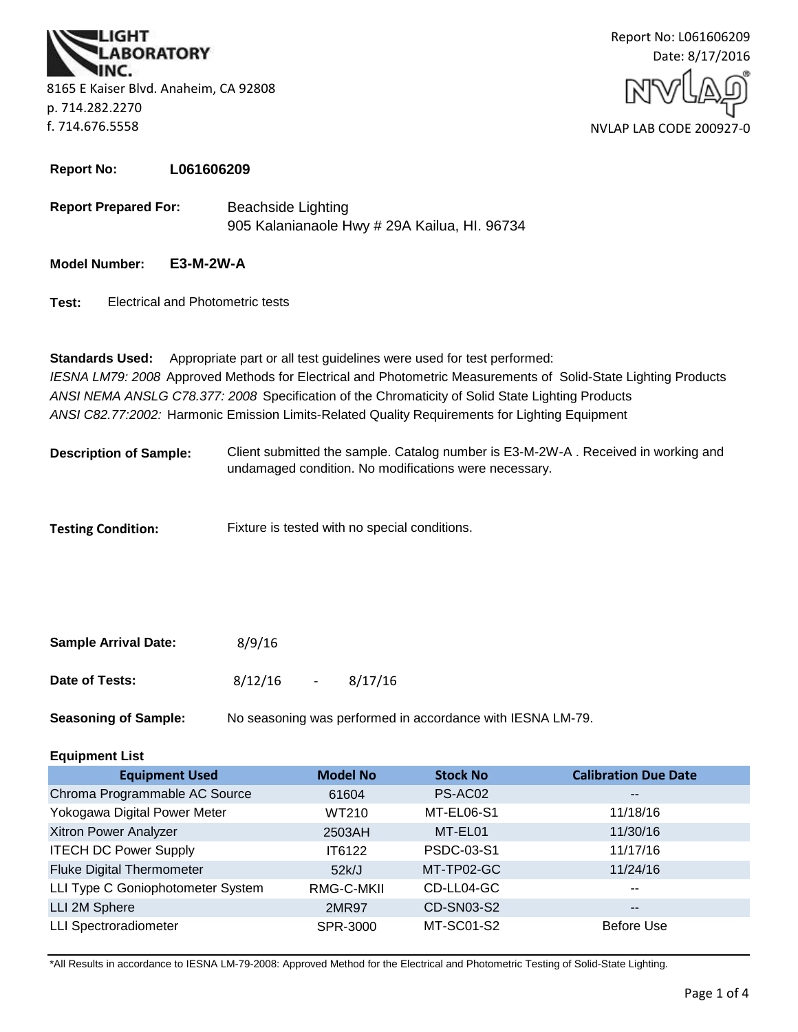LIGHT LABORATORY INC.
8165 E Kaiser Blvd. Anaheim, CA 92808
p. 714.282.2270
f. 714.676.5558

Report No: L061606209
Date: 8/17/2016

NVLAP LAB CODE 200927-0

**Report No:** **L061606209**

**Report Prepared For:** Beachside Lighting
905 Kalanianaole Hwy # 29A Kailua, HI. 96734

**Model Number:** **E3-M-2W-A**

**Test:** Electrical and Photometric tests

**Standards Used:** Appropriate part or all test guidelines were used for test performed:
*IESNA LM79: 2008* Approved Methods for Electrical and Photometric Measurements of Solid-State Lighting Products
*ANSI NEMA ANSLG C78.377: 2008* Specification of the Chromaticity of Solid State Lighting Products
*ANSI C82.77:2002:* Harmonic Emission Limits-Related Quality Requirements for Lighting Equipment

**Description of Sample:** Client submitted the sample. Catalog number is E3-M-2W-A . Received in working and undamaged condition. No modifications were necessary.

**Testing Condition:** Fixture is tested with no special conditions.

**Sample Arrival Date:** 8/9/16

**Date of Tests:** 8/12/16 - 8/17/16

**Seasoning of Sample:** No seasoning was performed in accordance with IESNA LM-79.

**Equipment List**

| Equipment Used | Model No | Stock No | Calibration Due Date |
|---|---|---|---|
| Chroma Programmable AC Source | 61604 | PS-AC02 | -- |
| Yokogawa Digital Power Meter | WT210 | MT-EL06-S1 | 11/18/16 |
| Xitron Power Analyzer | 2503AH | MT-EL01 | 11/30/16 |
| ITECH DC Power Supply | IT6122 | PSDC-03-S1 | 11/17/16 |
| Fluke Digital Thermometer | 52k/J | MT-TP02-GC | 11/24/16 |
| LLI Type C Goniophotometer System | RMG-C-MKII | CD-LL04-GC | -- |
| LLI 2M Sphere | 2MR97 | CD-SN03-S2 | -- |
| LLI Spectroradiometer | SPR-3000 | MT-SC01-S2 | Before Use |

*All Results in accordance to IESNA LM-79-2008: Approved Method for the Electrical and Photometric Testing of Solid-State Lighting.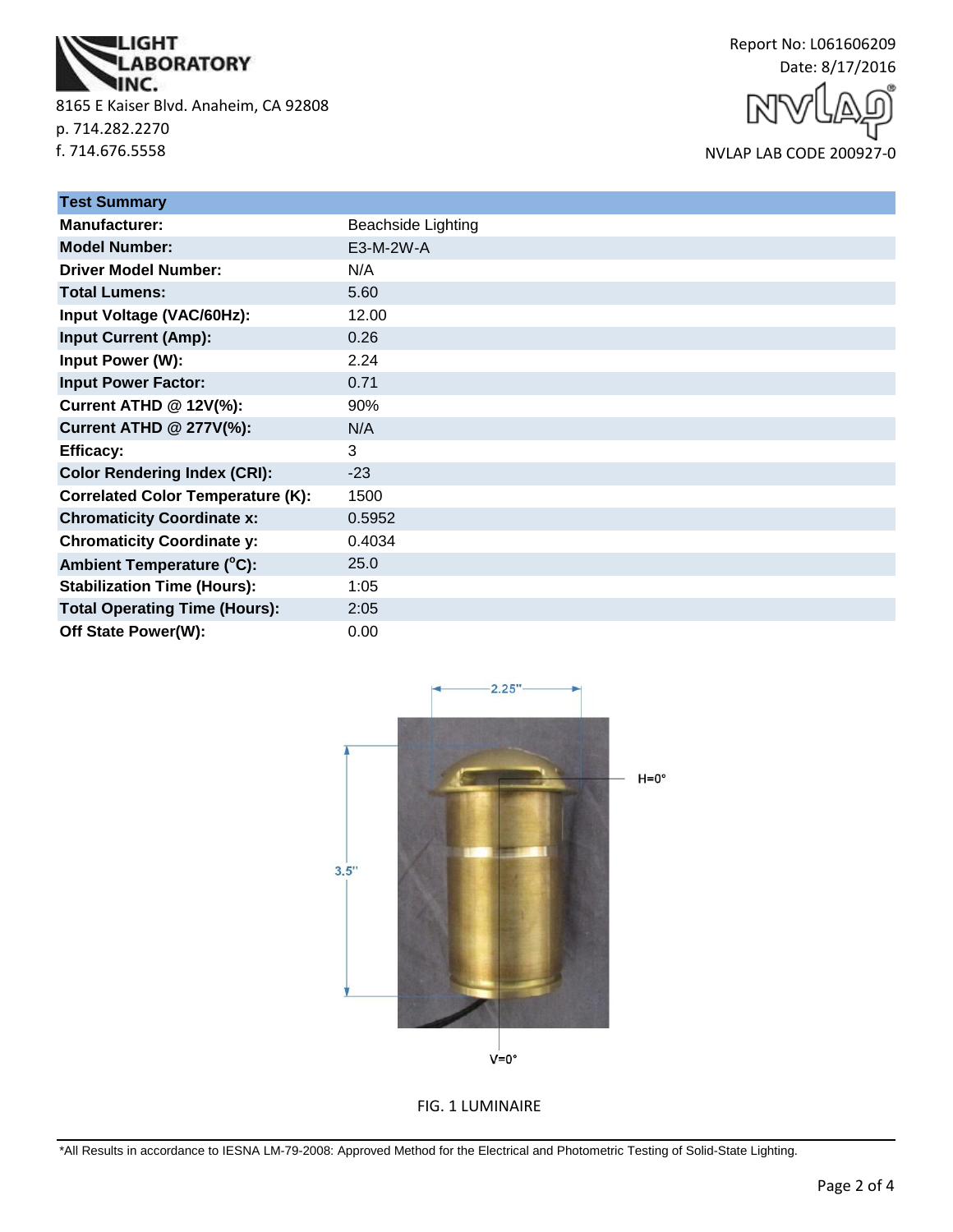LIGHT LABORATORY INC.

8165 E Kaiser Blvd. Anaheim, CA 92808
p. 714.282.2270
f. 714.676.5558

Report No: L061606209
Date: 8/17/2016

NVLAP LAB CODE 200927-0

| Test Summary | |
|---|---|
| **Manufacturer:** | Beachside Lighting |
| **Model Number:** | E3-M-2W-A |
| **Driver Model Number:** | N/A |
| **Total Lumens:** | 5.60 |
| **Input Voltage (VAC/60Hz):** | 12.00 |
| **Input Current (Amp):** | 0.26 |
| **Input Power (W):** | 2.24 |
| **Input Power Factor:** | 0.71 |
| **Current ATHD @ 12V(%):** | 90% |
| **Current ATHD @ 277V(%):** | N/A |
| **Efficacy:** | 3 |
| **Color Rendering Index (CRI):** | -23 |
| **Correlated Color Temperature (K):** | 1500 |
| **Chromaticity Coordinate x:** | 0.5952 |
| **Chromaticity Coordinate y:** | 0.4034 |
| **Ambient Temperature (°C):** | 25.0 |
| **Stabilization Time (Hours):** | 1:05 |
| **Total Operating Time (Hours):** | 2:05 |
| **Off State Power(W):** | 0.00 |

2.25"

3.5"

H=0°

V=0°

FIG. 1 LUMINAIRE

*All Results in accordance to IESNA LM-79-2008: Approved Method for the Electrical and Photometric Testing of Solid-State Lighting.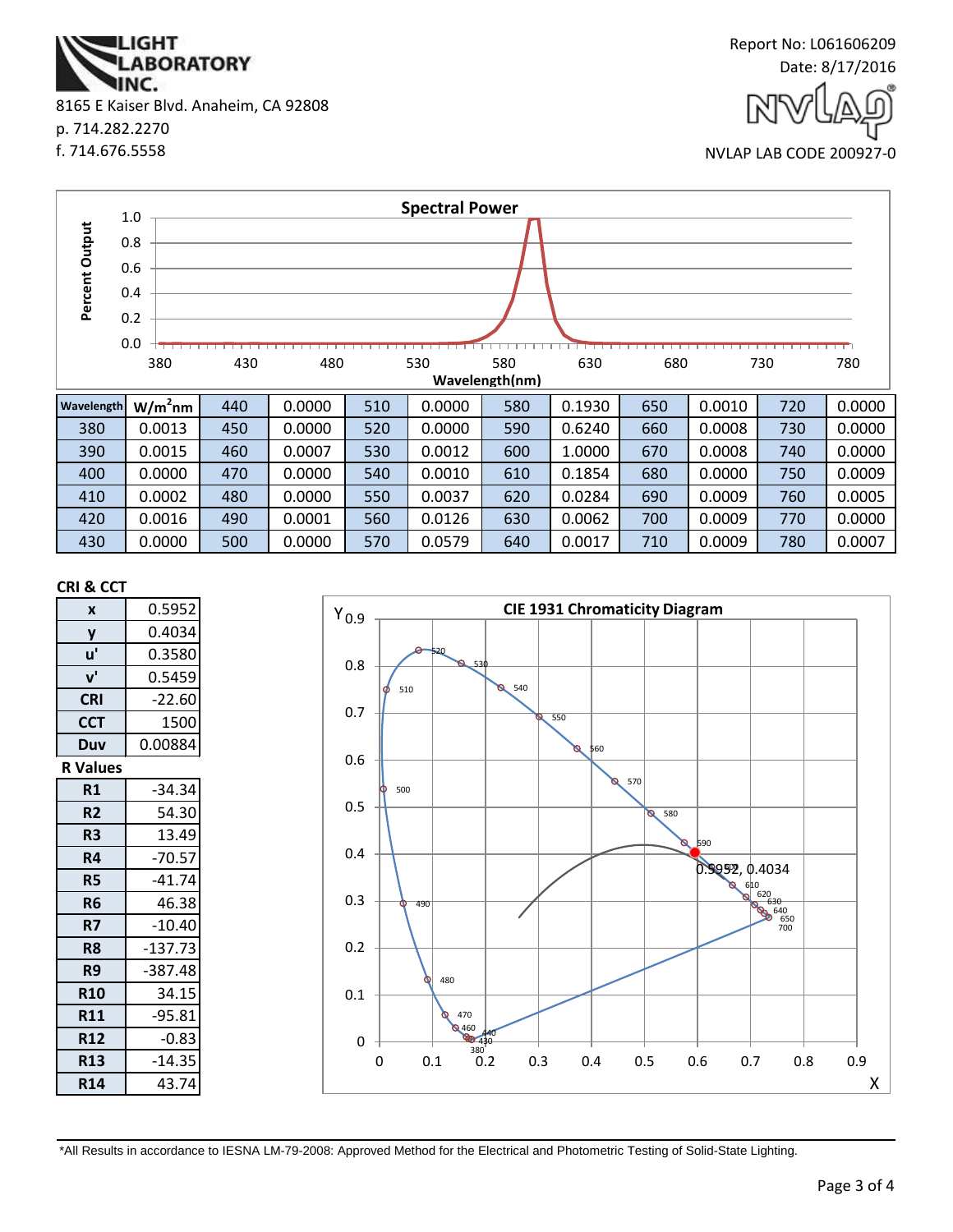LIGHT LABORATORY INC.
8165 E Kaiser Blvd. Anaheim, CA 92808
p. 714.282.2270
f. 714.676.5558

Report No: L061606209
Date: 8/17/2016
NVLAP LAB CODE 200927-0

**Spectral Power**

| Wavelength | $W/m^2nm$ | | | | | | | | | | |
|---|---|---|---|---|---|---|---|---|---|---|---|
| 380 | 0.0013 | 440 | 0.0000 | 510 | 0.0000 | 580 | 0.1930 | 650 | 0.0010 | 720 | 0.0000 |
| 390 | 0.0015 | 450 | 0.0000 | 520 | 0.0000 | 590 | 0.6240 | 660 | 0.0008 | 730 | 0.0000 |
| 400 | 0.0000 | 460 | 0.0007 | 530 | 0.0012 | 600 | 1.0000 | 670 | 0.0008 | 740 | 0.0000 |
| 410 | 0.0002 | 470 | 0.0000 | 540 | 0.0010 | 610 | 0.1854 | 680 | 0.0000 | 750 | 0.0009 |
| 420 | 0.0016 | 480 | 0.0000 | 550 | 0.0037 | 620 | 0.0284 | 690 | 0.0009 | 760 | 0.0005 |
| 430 | 0.0000 | 490 | 0.0001 | 560 | 0.0126 | 630 | 0.0062 | 700 | 0.0009 | 770 | 0.0000 |
| | | 500 | 0.0000 | 570 | 0.0579 | 640 | 0.0017 | 710 | 0.0009 | 780 | 0.0007 |

## CRI & CCT

| | |
|---|---|
| x | 0.5952 |
| y | 0.4034 |
| u' | 0.3580 |
| v' | 0.5459 |
| CRI | -22.60 |
| CCT | 1500 |
| Duv | 0.00884 |

## R Values

| | |
|---|---|
| R1 | -34.34 |
| R2 | 54.30 |
| R3 | 13.49 |
| R4 | -70.57 |
| R5 | -41.74 |
| R6 | 46.38 |
| R7 | -10.40 |
| R8 | -137.73 |
| R9 | -387.48 |
| R10 | 34.15 |
| R11 | -95.81 |
| R12 | -0.83 |
| R13 | -14.35 |
| R14 | 43.74 |

**CIE 1931 Chromaticity Diagram**

0.5952, 0.4034

*All Results in accordance to IESNA LM-79-2008: Approved Method for the Electrical and Photometric Testing of Solid-State Lighting.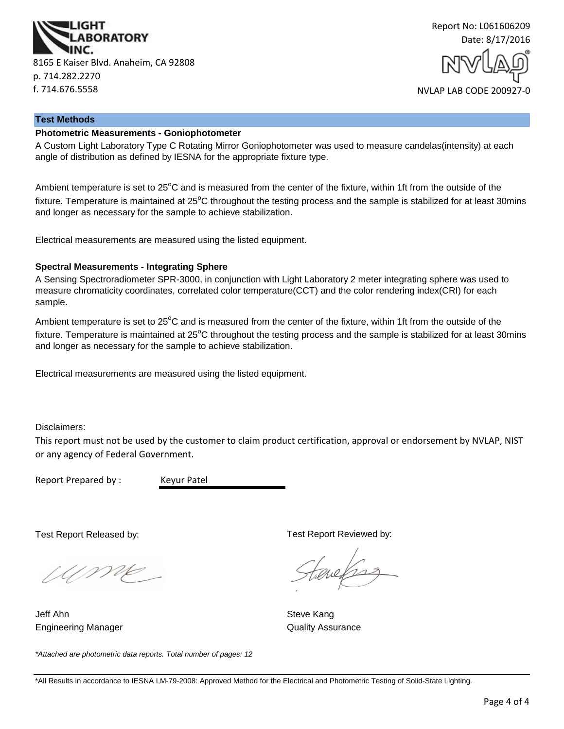LIGHT LABORATORY INC.

8165 E Kaiser Blvd. Anaheim, CA 92808
p. 714.282.2270
f. 714.676.5558

Report No: L061606209
Date: 8/17/2016

NVLAP LAB CODE 200927-0

## Test Methods

### Photometric Measurements - Goniophotometer

A Custom Light Laboratory Type C Rotating Mirror Goniophotometer was used to measure candelas(intensity) at each angle of distribution as defined by IESNA for the appropriate fixture type.

Ambient temperature is set to 25°C and is measured from the center of the fixture, within 1ft from the outside of the fixture. Temperature is maintained at 25°C throughout the testing process and the sample is stabilized for at least 30mins and longer as necessary for the sample to achieve stabilization.

Electrical measurements are measured using the listed equipment.

### Spectral Measurements - Integrating Sphere

A Sensing Spectroradiometer SPR-3000, in conjunction with Light Laboratory 2 meter integrating sphere was used to measure chromaticity coordinates, correlated color temperature(CCT) and the color rendering index(CRI) for each sample.

Ambient temperature is set to 25°C and is measured from the center of the fixture, within 1ft from the outside of the fixture. Temperature is maintained at 25°C throughout the testing process and the sample is stabilized for at least 30mins and longer as necessary for the sample to achieve stabilization.

Electrical measurements are measured using the listed equipment.

Disclaimers:

This report must not be used by the customer to claim product certification, approval or endorsement by NVLAP, NIST or any agency of Federal Government.

Report Prepared by : Keyur Patel

Test Report Released by:

Jeff Ahn
Engineering Manager

Test Report Reviewed by:

Steve Kang
Quality Assurance

*Attached are photometric data reports. Total number of pages: 12*

*All Results in accordance to IESNA LM-79-2008: Approved Method for the Electrical and Photometric Testing of Solid-State Lighting.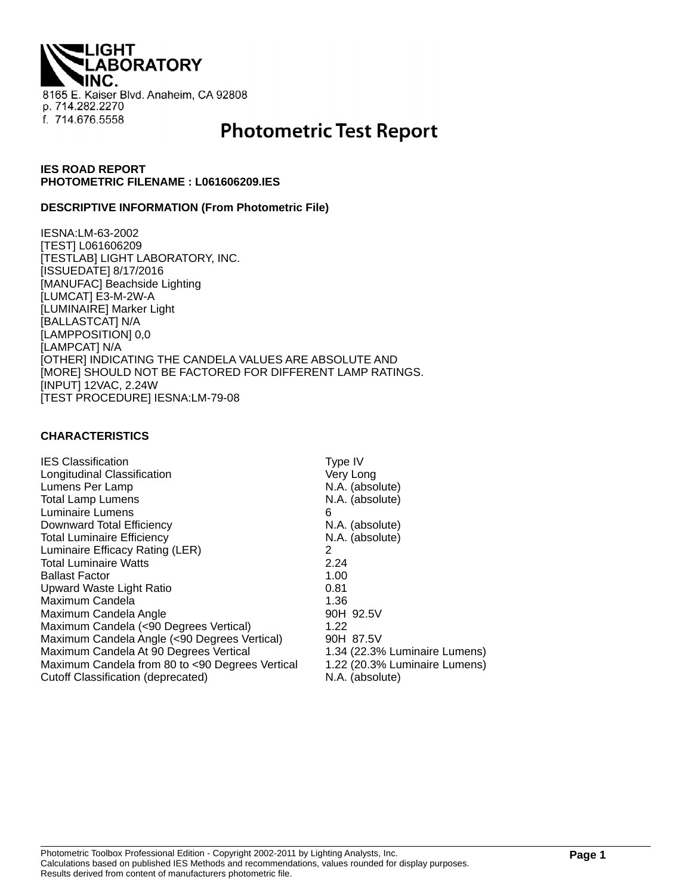LIGHT LABORATORY INC.

8165 E. Kaiser Blvd. Anaheim, CA 92808
p. 714.282.2270
f. 714.676.5558

# Photometric Test Report

**IES ROAD REPORT**
**PHOTOMETRIC FILENAME : L061606209.IES**

**DESCRIPTIVE INFORMATION (From Photometric File)**

IESNA:LM-63-2002
[TEST] L061606209
[TESTLAB] LIGHT LABORATORY, INC.
[ISSUEDATE] 8/17/2016
[MANUFAC] Beachside Lighting
[LUMCAT] E3-M-2W-A
[LUMINAIRE] Marker Light
[BALLASTCAT] N/A
[LAMPPOSITION] 0,0
[LAMPCAT] N/A
[OTHER] INDICATING THE CANDELA VALUES ARE ABSOLUTE AND
[MORE] SHOULD NOT BE FACTORED FOR DIFFERENT LAMP RATINGS.
[INPUT] 12VAC, 2.24W
[TEST PROCEDURE] IESNA:LM-79-08

**CHARACTERISTICS**

| | |
|---|---|
| IES Classification | Type IV |
| Longitudinal Classification | Very Long |
| Lumens Per Lamp | N.A. (absolute) |
| Total Lamp Lumens | N.A. (absolute) |
| Luminaire Lumens | 6 |
| Downward Total Efficiency | N.A. (absolute) |
| Total Luminaire Efficiency | N.A. (absolute) |
| Luminaire Efficacy Rating (LER) | 2 |
| Total Luminaire Watts | 2.24 |
| Ballast Factor | 1.00 |
| Upward Waste Light Ratio | 0.81 |
| Maximum Candela | 1.36 |
| Maximum Candela Angle | 90H 92.5V |
| Maximum Candela (<90 Degrees Vertical) | 1.22 |
| Maximum Candela Angle (<90 Degrees Vertical) | 90H 87.5V |
| Maximum Candela At 90 Degrees Vertical | 1.34 (22.3% Luminaire Lumens) |
| Maximum Candela from 80 to <90 Degrees Vertical | 1.22 (20.3% Luminaire Lumens) |
| Cutoff Classification (deprecated) | N.A. (absolute) |

Photometric Toolbox Professional Edition - Copyright 2002-2011 by Lighting Analysts, Inc.
Calculations based on published IES Methods and recommendations, values rounded for display purposes.
Results derived from content of manufacturers photometric file.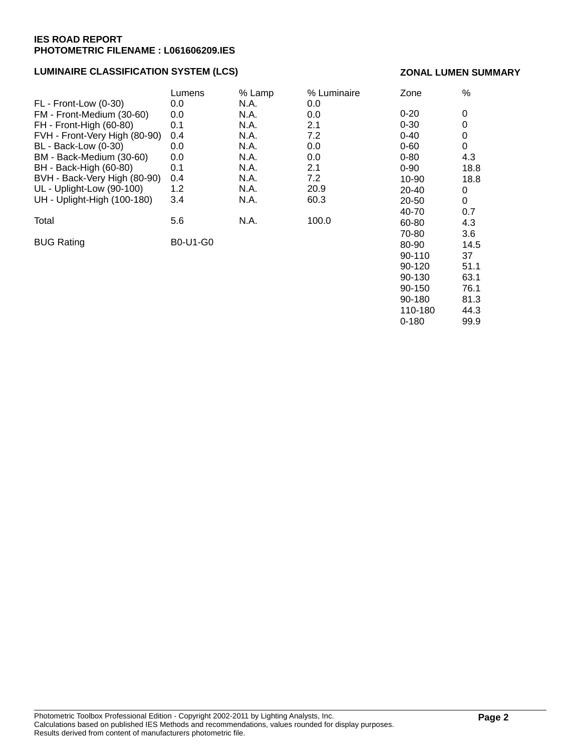**IES ROAD REPORT**
**PHOTOMETRIC FILENAME : L061606209.IES**

## LUMINAIRE CLASSIFICATION SYSTEM (LCS)

| | Lumens | % Lamp | % Luminaire |
|---|---|---|---|
| FL - Front-Low (0-30) | 0.0 | N.A. | 0.0 |
| FM - Front-Medium (30-60) | 0.0 | N.A. | 0.0 |
| FH - Front-High (60-80) | 0.1 | N.A. | 2.1 |
| FVH - Front-Very High (80-90) | 0.4 | N.A. | 7.2 |
| BL - Back-Low (0-30) | 0.0 | N.A. | 0.0 |
| BM - Back-Medium (30-60) | 0.0 | N.A. | 0.0 |
| BH - Back-High (60-80) | 0.1 | N.A. | 2.1 |
| BVH - Back-Very High (80-90) | 0.4 | N.A. | 7.2 |
| UL - Uplight-Low (90-100) | 1.2 | N.A. | 20.9 |
| UH - Uplight-High (100-180) | 3.4 | N.A. | 60.3 |
| Total | 5.6 | N.A. | 100.0 |
| BUG Rating | B0-U1-G0 | | |

## ZONAL LUMEN SUMMARY

| Zone | % |
|---|---|
| 0-20 | 0 |
| 0-30 | 0 |
| 0-40 | 0 |
| 0-60 | 0 |
| 0-80 | 4.3 |
| 0-90 | 18.8 |
| 10-90 | 18.8 |
| 20-40 | 0 |
| 20-50 | 0 |
| 40-70 | 0.7 |
| 60-80 | 4.3 |
| 70-80 | 3.6 |
| 80-90 | 14.5 |
| 90-110 | 37 |
| 90-120 | 51.1 |
| 90-130 | 63.1 |
| 90-150 | 76.1 |
| 90-180 | 81.3 |
| 110-180 | 44.3 |
| 0-180 | 99.9 |

Photometric Toolbox Professional Edition - Copyright 2002-2011 by Lighting Analysts, Inc.
Calculations based on published IES Methods and recommendations, values rounded for display purposes.
Results derived from content of manufacturers photometric file.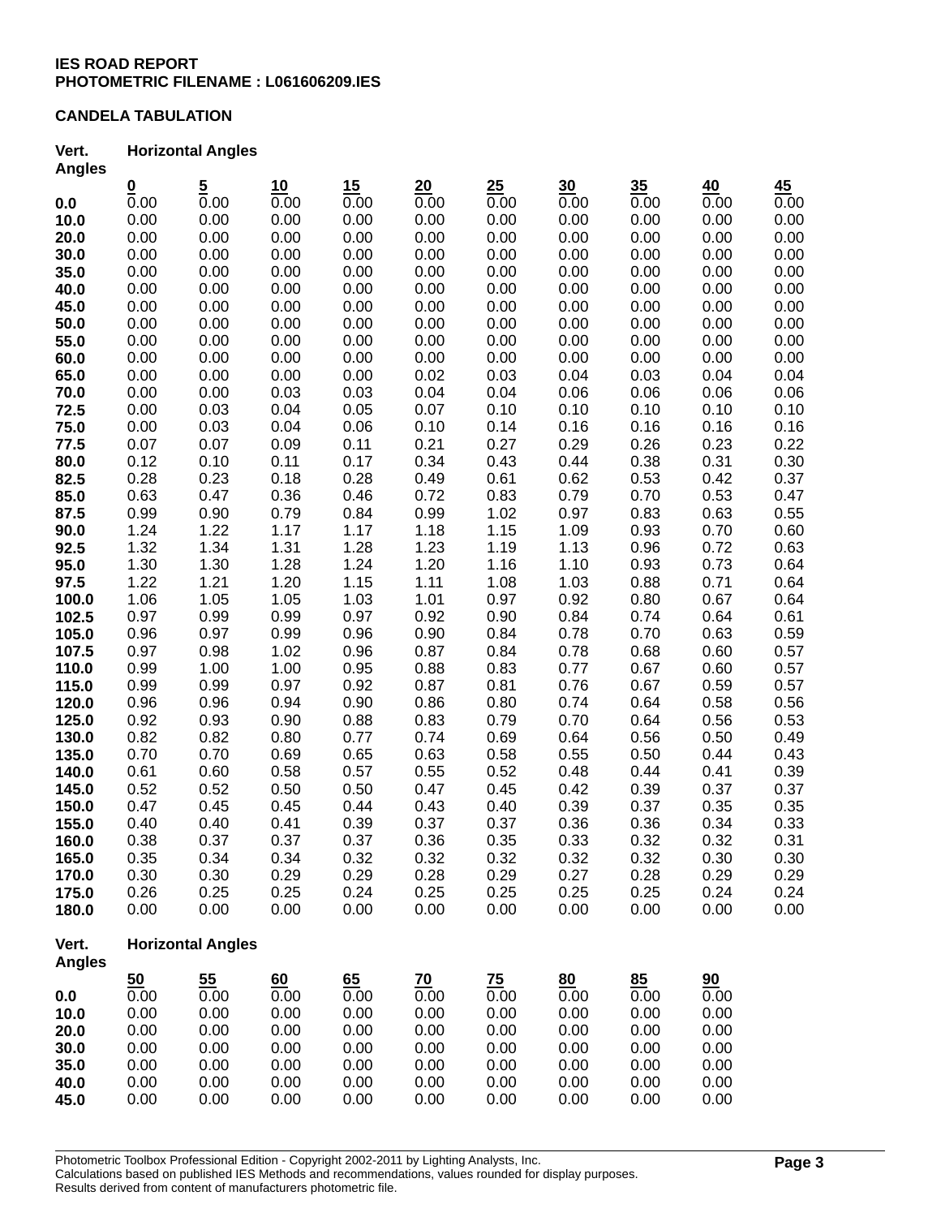**IES ROAD REPORT**
**PHOTOMETRIC FILENAME : L061606209.IES**

**CANDELA TABULATION**

| Vert. Angles | Horizontal Angles | | | | | | | | | |
|---|---|---|---|---|---|---|---|---|---|---|
| | 0 | 5 | 10 | 15 | 20 | 25 | 30 | 35 | 40 | 45 |
| **0.0** | 0.00 | 0.00 | 0.00 | 0.00 | 0.00 | 0.00 | 0.00 | 0.00 | 0.00 | 0.00 |
| **10.0** | 0.00 | 0.00 | 0.00 | 0.00 | 0.00 | 0.00 | 0.00 | 0.00 | 0.00 | 0.00 |
| **20.0** | 0.00 | 0.00 | 0.00 | 0.00 | 0.00 | 0.00 | 0.00 | 0.00 | 0.00 | 0.00 |
| **30.0** | 0.00 | 0.00 | 0.00 | 0.00 | 0.00 | 0.00 | 0.00 | 0.00 | 0.00 | 0.00 |
| **35.0** | 0.00 | 0.00 | 0.00 | 0.00 | 0.00 | 0.00 | 0.00 | 0.00 | 0.00 | 0.00 |
| **40.0** | 0.00 | 0.00 | 0.00 | 0.00 | 0.00 | 0.00 | 0.00 | 0.00 | 0.00 | 0.00 |
| **45.0** | 0.00 | 0.00 | 0.00 | 0.00 | 0.00 | 0.00 | 0.00 | 0.00 | 0.00 | 0.00 |
| **50.0** | 0.00 | 0.00 | 0.00 | 0.00 | 0.00 | 0.00 | 0.00 | 0.00 | 0.00 | 0.00 |
| **55.0** | 0.00 | 0.00 | 0.00 | 0.00 | 0.00 | 0.00 | 0.00 | 0.00 | 0.00 | 0.00 |
| **60.0** | 0.00 | 0.00 | 0.00 | 0.00 | 0.00 | 0.00 | 0.00 | 0.00 | 0.00 | 0.00 |
| **65.0** | 0.00 | 0.00 | 0.00 | 0.00 | 0.02 | 0.03 | 0.04 | 0.03 | 0.04 | 0.04 |
| **70.0** | 0.00 | 0.00 | 0.03 | 0.03 | 0.04 | 0.04 | 0.06 | 0.06 | 0.06 | 0.06 |
| **72.5** | 0.00 | 0.03 | 0.04 | 0.05 | 0.07 | 0.10 | 0.10 | 0.10 | 0.10 | 0.10 |
| **75.0** | 0.00 | 0.03 | 0.04 | 0.06 | 0.10 | 0.14 | 0.16 | 0.16 | 0.16 | 0.16 |
| **77.5** | 0.07 | 0.07 | 0.09 | 0.11 | 0.21 | 0.27 | 0.29 | 0.26 | 0.23 | 0.22 |
| **80.0** | 0.12 | 0.10 | 0.11 | 0.17 | 0.34 | 0.43 | 0.44 | 0.38 | 0.31 | 0.30 |
| **82.5** | 0.28 | 0.23 | 0.18 | 0.28 | 0.49 | 0.61 | 0.62 | 0.53 | 0.42 | 0.37 |
| **85.0** | 0.63 | 0.47 | 0.36 | 0.46 | 0.72 | 0.83 | 0.79 | 0.70 | 0.53 | 0.47 |
| **87.5** | 0.99 | 0.90 | 0.79 | 0.84 | 0.99 | 1.02 | 0.97 | 0.83 | 0.63 | 0.55 |
| **90.0** | 1.24 | 1.22 | 1.17 | 1.17 | 1.18 | 1.15 | 1.09 | 0.93 | 0.70 | 0.60 |
| **92.5** | 1.32 | 1.34 | 1.31 | 1.28 | 1.23 | 1.19 | 1.13 | 0.96 | 0.72 | 0.63 |
| **95.0** | 1.30 | 1.30 | 1.28 | 1.24 | 1.20 | 1.16 | 1.10 | 0.93 | 0.73 | 0.64 |
| **97.5** | 1.22 | 1.21 | 1.20 | 1.15 | 1.11 | 1.08 | 1.03 | 0.88 | 0.71 | 0.64 |
| **100.0** | 1.06 | 1.05 | 1.05 | 1.03 | 1.01 | 0.97 | 0.92 | 0.80 | 0.67 | 0.64 |
| **102.5** | 0.97 | 0.99 | 0.99 | 0.97 | 0.92 | 0.90 | 0.84 | 0.74 | 0.64 | 0.61 |
| **105.0** | 0.96 | 0.97 | 0.99 | 0.96 | 0.90 | 0.84 | 0.78 | 0.70 | 0.63 | 0.59 |
| **107.5** | 0.97 | 0.98 | 1.02 | 0.96 | 0.87 | 0.84 | 0.78 | 0.68 | 0.60 | 0.57 |
| **110.0** | 0.99 | 1.00 | 1.00 | 0.95 | 0.88 | 0.83 | 0.77 | 0.67 | 0.60 | 0.57 |
| **115.0** | 0.99 | 0.99 | 0.97 | 0.92 | 0.87 | 0.81 | 0.76 | 0.67 | 0.59 | 0.57 |
| **120.0** | 0.96 | 0.96 | 0.94 | 0.90 | 0.86 | 0.80 | 0.74 | 0.64 | 0.58 | 0.56 |
| **125.0** | 0.92 | 0.93 | 0.90 | 0.88 | 0.83 | 0.79 | 0.70 | 0.64 | 0.56 | 0.53 |
| **130.0** | 0.82 | 0.82 | 0.80 | 0.77 | 0.74 | 0.69 | 0.64 | 0.56 | 0.50 | 0.49 |
| **135.0** | 0.70 | 0.70 | 0.69 | 0.65 | 0.63 | 0.58 | 0.55 | 0.50 | 0.44 | 0.43 |
| **140.0** | 0.61 | 0.60 | 0.58 | 0.57 | 0.55 | 0.52 | 0.48 | 0.44 | 0.41 | 0.39 |
| **145.0** | 0.52 | 0.52 | 0.50 | 0.50 | 0.47 | 0.45 | 0.42 | 0.39 | 0.37 | 0.37 |
| **150.0** | 0.47 | 0.45 | 0.45 | 0.44 | 0.43 | 0.40 | 0.39 | 0.37 | 0.35 | 0.35 |
| **155.0** | 0.40 | 0.40 | 0.41 | 0.39 | 0.37 | 0.37 | 0.36 | 0.36 | 0.34 | 0.33 |
| **160.0** | 0.38 | 0.37 | 0.37 | 0.37 | 0.36 | 0.35 | 0.33 | 0.32 | 0.32 | 0.31 |
| **165.0** | 0.35 | 0.34 | 0.34 | 0.32 | 0.32 | 0.32 | 0.32 | 0.32 | 0.30 | 0.30 |
| **170.0** | 0.30 | 0.30 | 0.29 | 0.29 | 0.28 | 0.29 | 0.27 | 0.28 | 0.29 | 0.29 |
| **175.0** | 0.26 | 0.25 | 0.25 | 0.24 | 0.25 | 0.25 | 0.25 | 0.25 | 0.24 | 0.24 |
| **180.0** | 0.00 | 0.00 | 0.00 | 0.00 | 0.00 | 0.00 | 0.00 | 0.00 | 0.00 | 0.00 |

| Vert. Angles | Horizontal Angles | | | | | | | | |
|---|---|---|---|---|---|---|---|---|---|
| | 50 | 55 | 60 | 65 | 70 | 75 | 80 | 85 | 90 |
| **0.0** | 0.00 | 0.00 | 0.00 | 0.00 | 0.00 | 0.00 | 0.00 | 0.00 | 0.00 |
| **10.0** | 0.00 | 0.00 | 0.00 | 0.00 | 0.00 | 0.00 | 0.00 | 0.00 | 0.00 |
| **20.0** | 0.00 | 0.00 | 0.00 | 0.00 | 0.00 | 0.00 | 0.00 | 0.00 | 0.00 |
| **30.0** | 0.00 | 0.00 | 0.00 | 0.00 | 0.00 | 0.00 | 0.00 | 0.00 | 0.00 |
| **35.0** | 0.00 | 0.00 | 0.00 | 0.00 | 0.00 | 0.00 | 0.00 | 0.00 | 0.00 |
| **40.0** | 0.00 | 0.00 | 0.00 | 0.00 | 0.00 | 0.00 | 0.00 | 0.00 | 0.00 |
| **45.0** | 0.00 | 0.00 | 0.00 | 0.00 | 0.00 | 0.00 | 0.00 | 0.00 | 0.00 |

Photometric Toolbox Professional Edition - Copyright 2002-2011 by Lighting Analysts, Inc.
Calculations based on published IES Methods and recommendations, values rounded for display purposes.
Results derived from content of manufacturers photometric file.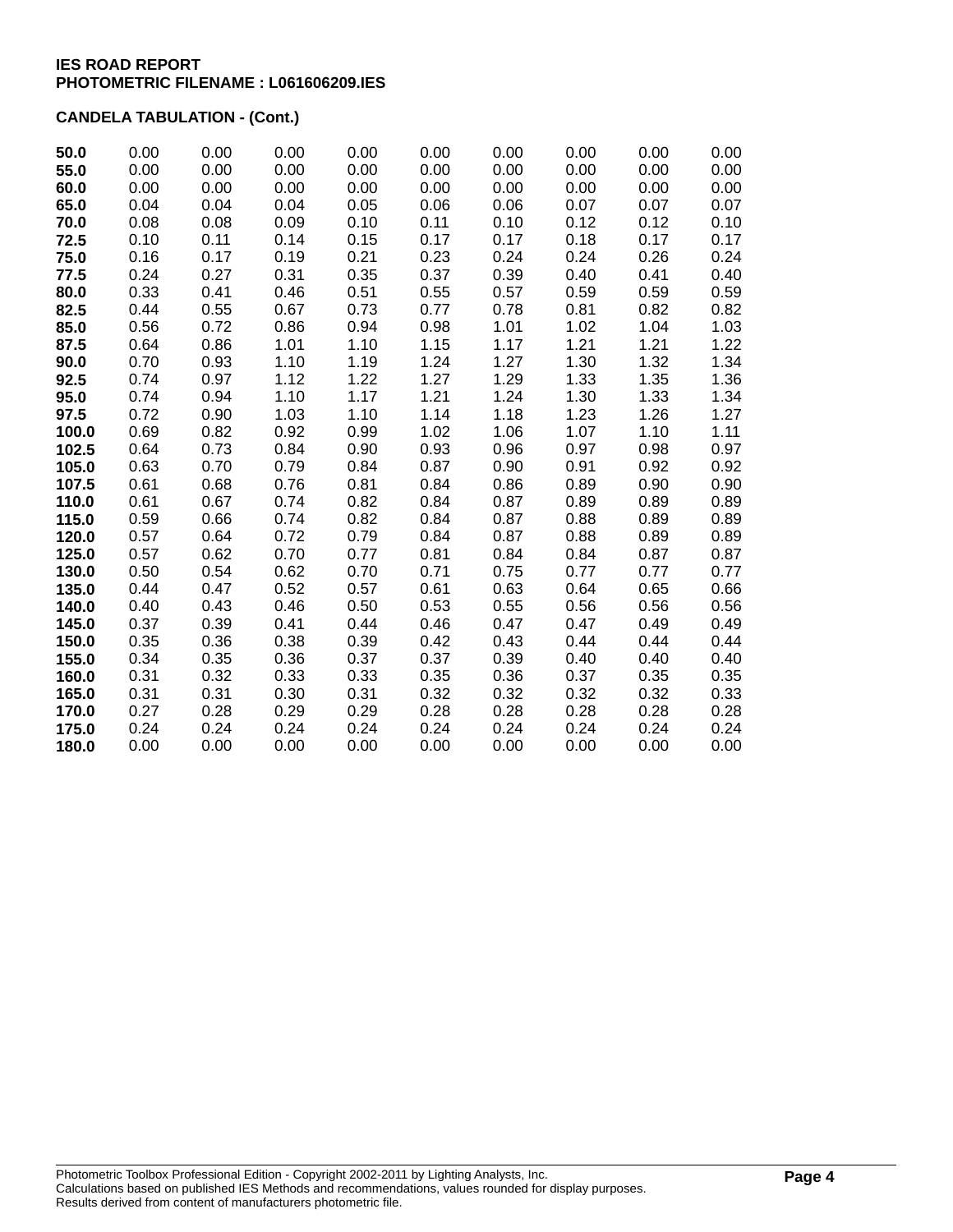**IES ROAD REPORT**
**PHOTOMETRIC FILENAME : L061606209.IES**

**CANDELA TABULATION - (Cont.)**

| | | | | | | | | | |
|---|---|---|---|---|---|---|---|---|---|
| **50.0** | 0.00 | 0.00 | 0.00 | 0.00 | 0.00 | 0.00 | 0.00 | 0.00 | 0.00 |
| **55.0** | 0.00 | 0.00 | 0.00 | 0.00 | 0.00 | 0.00 | 0.00 | 0.00 | 0.00 |
| **60.0** | 0.00 | 0.00 | 0.00 | 0.00 | 0.00 | 0.00 | 0.00 | 0.00 | 0.00 |
| **65.0** | 0.04 | 0.04 | 0.04 | 0.05 | 0.06 | 0.06 | 0.07 | 0.07 | 0.07 |
| **70.0** | 0.08 | 0.08 | 0.09 | 0.10 | 0.11 | 0.10 | 0.12 | 0.12 | 0.10 |
| **72.5** | 0.10 | 0.11 | 0.14 | 0.15 | 0.17 | 0.17 | 0.18 | 0.17 | 0.17 |
| **75.0** | 0.16 | 0.17 | 0.19 | 0.21 | 0.23 | 0.24 | 0.24 | 0.26 | 0.24 |
| **77.5** | 0.24 | 0.27 | 0.31 | 0.35 | 0.37 | 0.39 | 0.40 | 0.41 | 0.40 |
| **80.0** | 0.33 | 0.41 | 0.46 | 0.51 | 0.55 | 0.57 | 0.59 | 0.59 | 0.59 |
| **82.5** | 0.44 | 0.55 | 0.67 | 0.73 | 0.77 | 0.78 | 0.81 | 0.82 | 0.82 |
| **85.0** | 0.56 | 0.72 | 0.86 | 0.94 | 0.98 | 1.01 | 1.02 | 1.04 | 1.03 |
| **87.5** | 0.64 | 0.86 | 1.01 | 1.10 | 1.15 | 1.17 | 1.21 | 1.21 | 1.22 |
| **90.0** | 0.70 | 0.93 | 1.10 | 1.19 | 1.24 | 1.27 | 1.30 | 1.32 | 1.34 |
| **92.5** | 0.74 | 0.97 | 1.12 | 1.22 | 1.27 | 1.29 | 1.33 | 1.35 | 1.36 |
| **95.0** | 0.74 | 0.94 | 1.10 | 1.17 | 1.21 | 1.24 | 1.30 | 1.33 | 1.34 |
| **97.5** | 0.72 | 0.90 | 1.03 | 1.10 | 1.14 | 1.18 | 1.23 | 1.26 | 1.27 |
| **100.0** | 0.69 | 0.82 | 0.92 | 0.99 | 1.02 | 1.06 | 1.07 | 1.10 | 1.11 |
| **102.5** | 0.64 | 0.73 | 0.84 | 0.90 | 0.93 | 0.96 | 0.97 | 0.98 | 0.97 |
| **105.0** | 0.63 | 0.70 | 0.79 | 0.84 | 0.87 | 0.90 | 0.91 | 0.92 | 0.92 |
| **107.5** | 0.61 | 0.68 | 0.76 | 0.81 | 0.84 | 0.86 | 0.89 | 0.90 | 0.90 |
| **110.0** | 0.61 | 0.67 | 0.74 | 0.82 | 0.84 | 0.87 | 0.89 | 0.89 | 0.89 |
| **115.0** | 0.59 | 0.66 | 0.74 | 0.82 | 0.84 | 0.87 | 0.88 | 0.89 | 0.89 |
| **120.0** | 0.57 | 0.64 | 0.72 | 0.79 | 0.84 | 0.87 | 0.88 | 0.89 | 0.89 |
| **125.0** | 0.57 | 0.62 | 0.70 | 0.77 | 0.81 | 0.84 | 0.84 | 0.87 | 0.87 |
| **130.0** | 0.50 | 0.54 | 0.62 | 0.70 | 0.71 | 0.75 | 0.77 | 0.77 | 0.77 |
| **135.0** | 0.44 | 0.47 | 0.52 | 0.57 | 0.61 | 0.63 | 0.64 | 0.65 | 0.66 |
| **140.0** | 0.40 | 0.43 | 0.46 | 0.50 | 0.53 | 0.55 | 0.56 | 0.56 | 0.56 |
| **145.0** | 0.37 | 0.39 | 0.41 | 0.44 | 0.46 | 0.47 | 0.47 | 0.49 | 0.49 |
| **150.0** | 0.35 | 0.36 | 0.38 | 0.39 | 0.42 | 0.43 | 0.44 | 0.44 | 0.44 |
| **155.0** | 0.34 | 0.35 | 0.36 | 0.37 | 0.37 | 0.39 | 0.40 | 0.40 | 0.40 |
| **160.0** | 0.31 | 0.32 | 0.33 | 0.33 | 0.35 | 0.36 | 0.37 | 0.35 | 0.35 |
| **165.0** | 0.31 | 0.31 | 0.30 | 0.31 | 0.32 | 0.32 | 0.32 | 0.32 | 0.33 |
| **170.0** | 0.27 | 0.28 | 0.29 | 0.29 | 0.28 | 0.28 | 0.28 | 0.28 | 0.28 |
| **175.0** | 0.24 | 0.24 | 0.24 | 0.24 | 0.24 | 0.24 | 0.24 | 0.24 | 0.24 |
| **180.0** | 0.00 | 0.00 | 0.00 | 0.00 | 0.00 | 0.00 | 0.00 | 0.00 | 0.00 |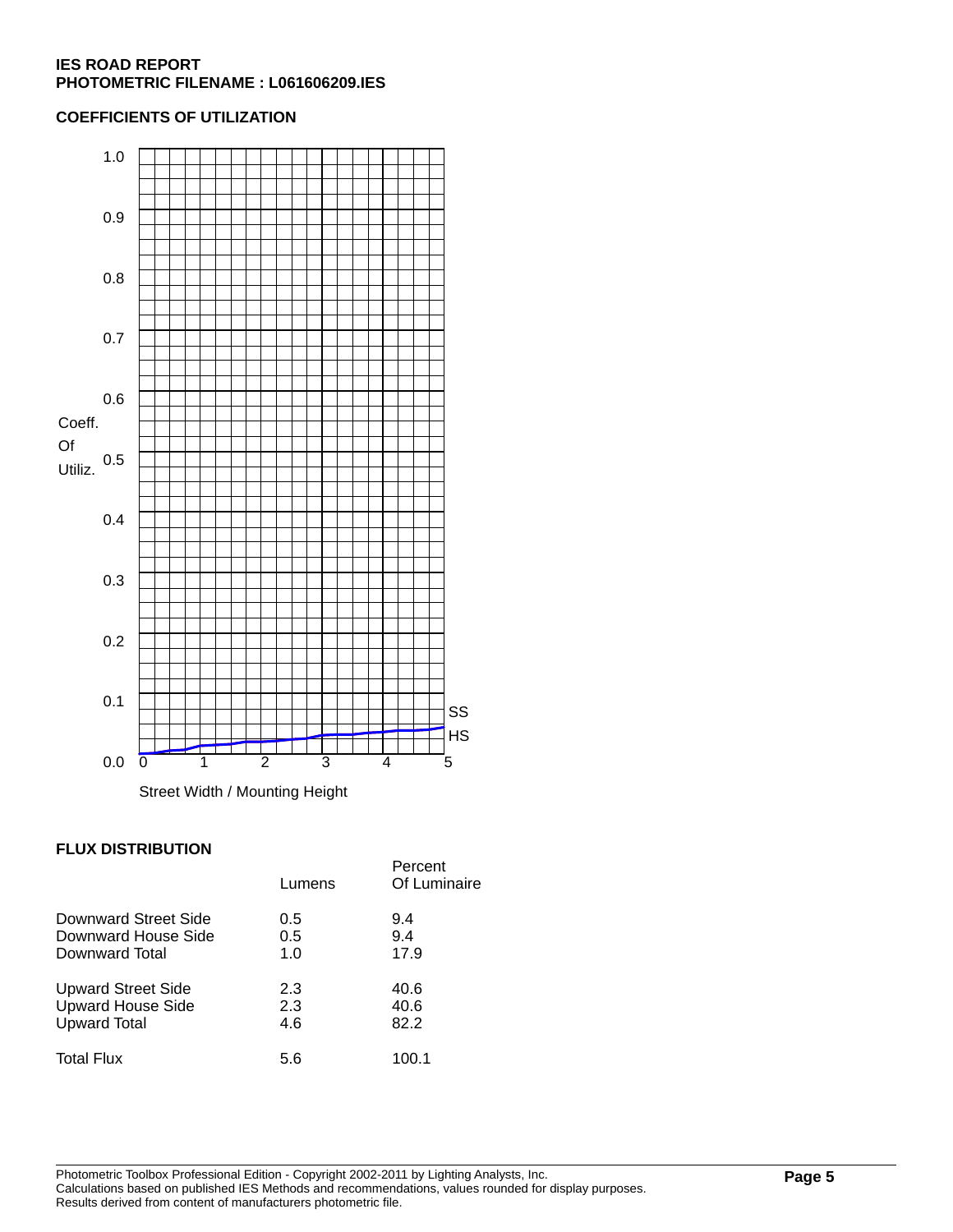**IES ROAD REPORT**
**PHOTOMETRIC FILENAME : L061606209.IES**

**COEFFICIENTS OF UTILIZATION**

Coeff. Of Utiliz.

1.0
0.9
0.8
0.7
0.6
0.5
0.4
0.3
0.2
0.1
0.0

SS
HS

0 1 2 3 4 5

Street Width / Mounting Height

**FLUX DISTRIBUTION**

| | Lumens | Percent Of Luminaire |
|---|---|---|
| Downward Street Side | 0.5 | 9.4 |
| Downward House Side | 0.5 | 9.4 |
| Downward Total | 1.0 | 17.9 |
| Upward Street Side | 2.3 | 40.6 |
| Upward House Side | 2.3 | 40.6 |
| Upward Total | 4.6 | 82.2 |
| Total Flux | 5.6 | 100.1 |

Photometric Toolbox Professional Edition - Copyright 2002-2011 by Lighting Analysts, Inc.
Calculations based on published IES Methods and recommendations, values rounded for display purposes.
Results derived from content of manufacturers photometric file.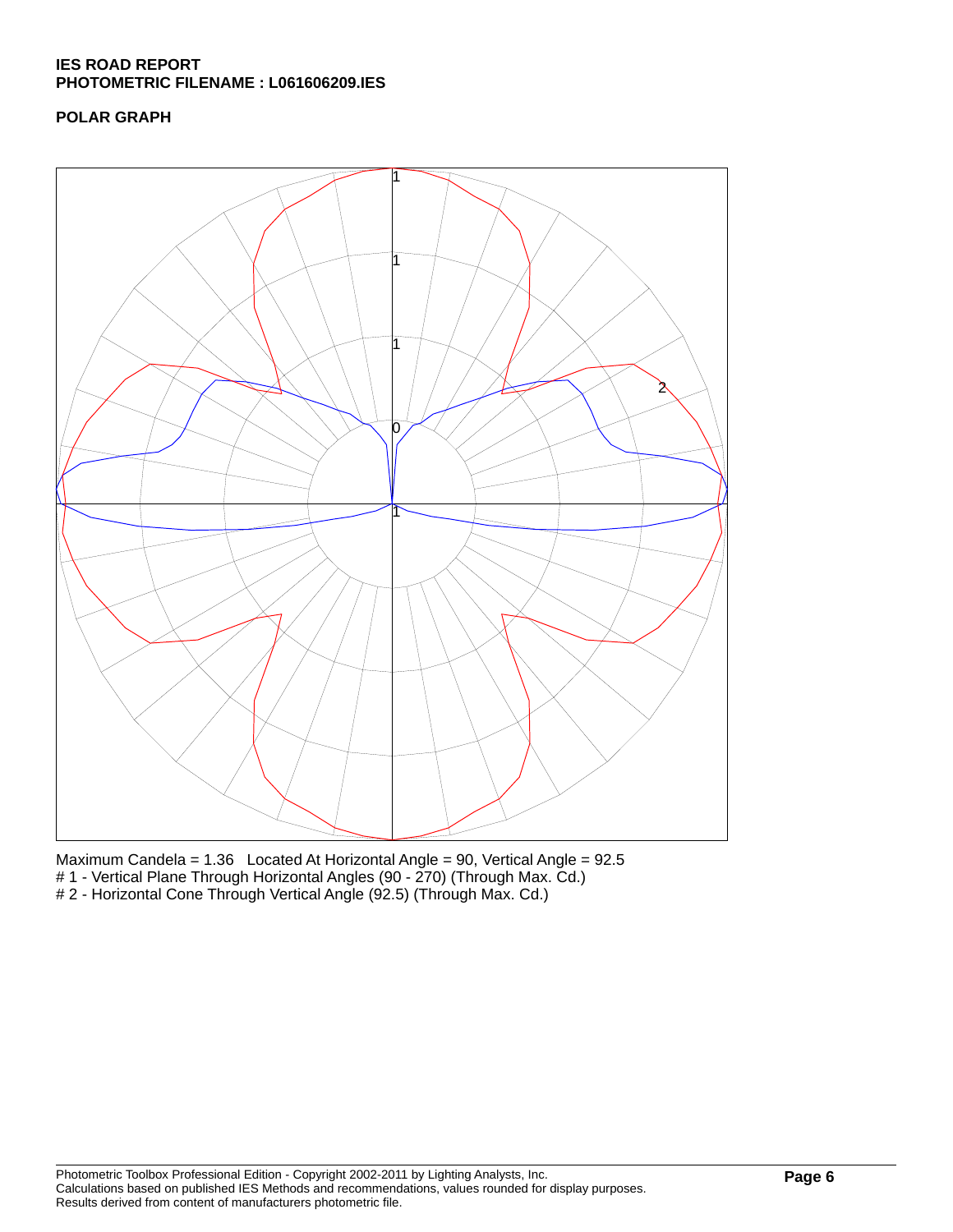**IES ROAD REPORT**
**PHOTOMETRIC FILENAME : L061606209.IES**

**POLAR GRAPH**

Maximum Candela = 1.36 Located At Horizontal Angle = 90, Vertical Angle = 92.5
# 1 - Vertical Plane Through Horizontal Angles (90 - 270) (Through Max. Cd.)
# 2 - Horizontal Cone Through Vertical Angle (92.5) (Through Max. Cd.)

Photometric Toolbox Professional Edition - Copyright 2002-2011 by Lighting Analysts, Inc.
Calculations based on published IES Methods and recommendations, values rounded for display purposes.
Results derived from content of manufacturers photometric file.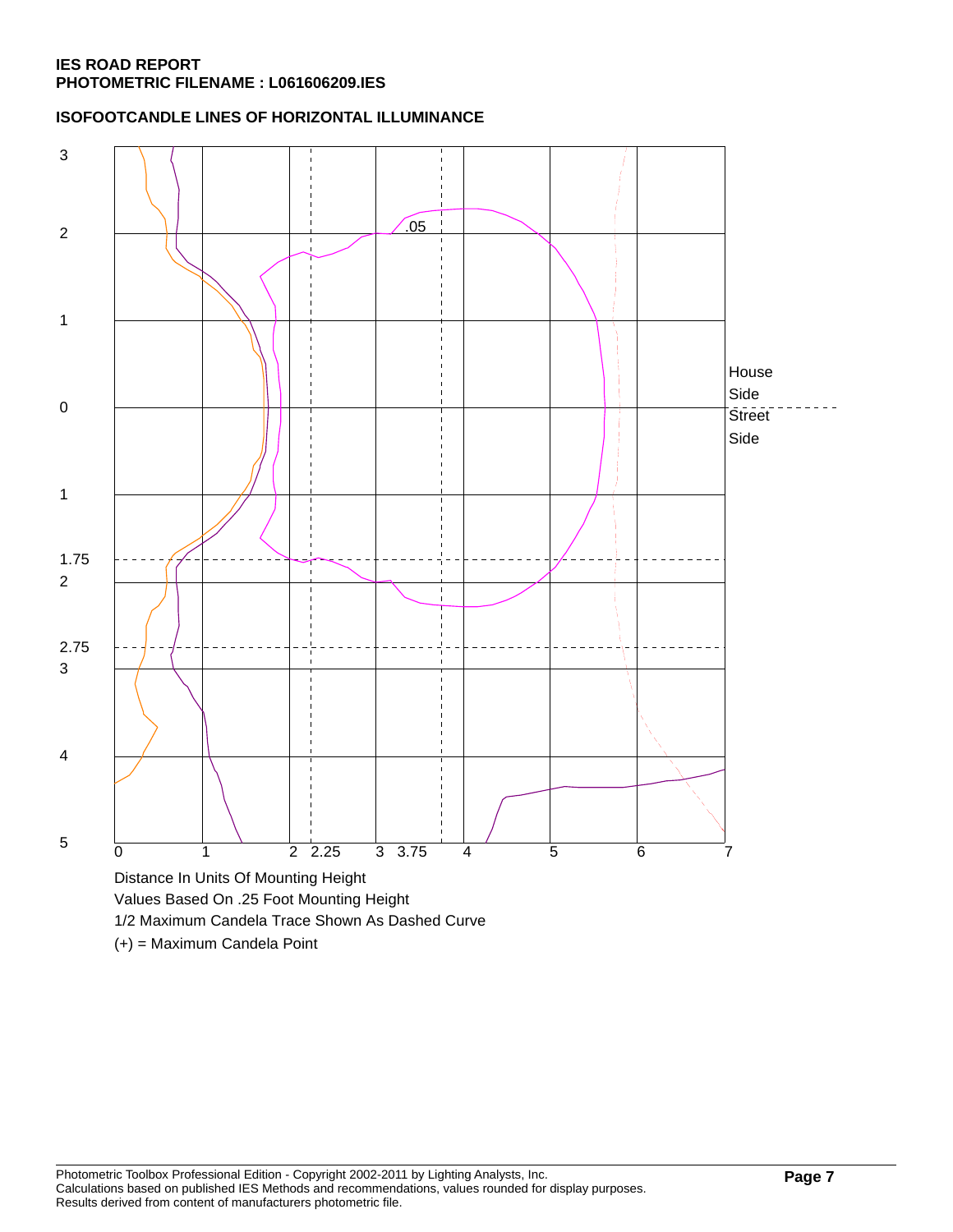**IES ROAD REPORT**
**PHOTOMETRIC FILENAME : L061606209.IES**

**ISOFOOTCANDLE LINES OF HORIZONTAL ILLUMINANCE**

3
2
1
0
1
1.75
2
2.75
3
4
5

.05

House
Side
Street
Side

0 1 2 2.25 3 3.75 4 5 6 7

Distance In Units Of Mounting Height

Values Based On .25 Foot Mounting Height

1/2 Maximum Candela Trace Shown As Dashed Curve

(+) = Maximum Candela Point

Photometric Toolbox Professional Edition - Copyright 2002-2011 by Lighting Analysts, Inc.
Calculations based on published IES Methods and recommendations, values rounded for display purposes.
Results derived from content of manufacturers photometric file.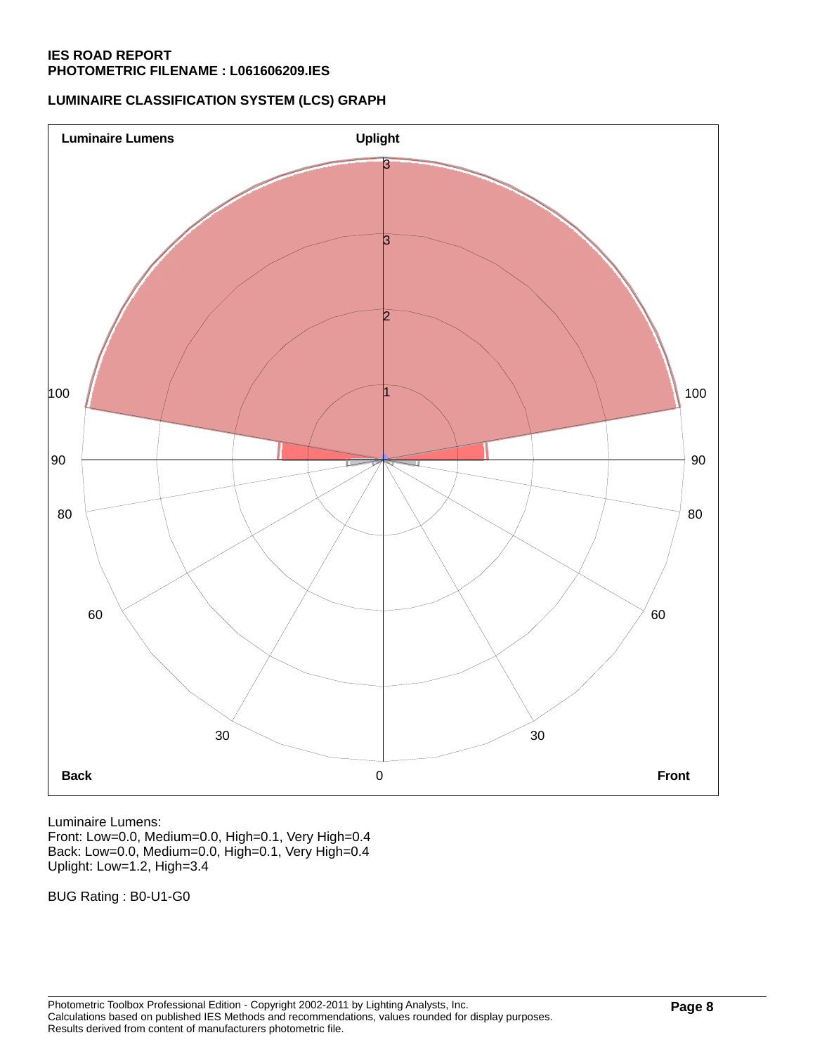**IES ROAD REPORT**
**PHOTOMETRIC FILENAME : L061606209.IES**

**LUMINAIRE CLASSIFICATION SYSTEM (LCS) GRAPH**

Luminaire Lumens

Uplight

3

3

2

1

100

100

90

90

80

80

60

60

30

30

0

Back

Front

Luminaire Lumens:
Front: Low=0.0, Medium=0.0, High=0.1, Very High=0.4
Back: Low=0.0, Medium=0.0, High=0.1, Very High=0.4
Uplight: Low=1.2, High=3.4

BUG Rating : B0-U1-G0

Photometric Toolbox Professional Edition - Copyright 2002-2011 by Lighting Analysts, Inc.
Calculations based on published IES Methods and recommendations, values rounded for display purposes.
Results derived from content of manufacturers photometric file.